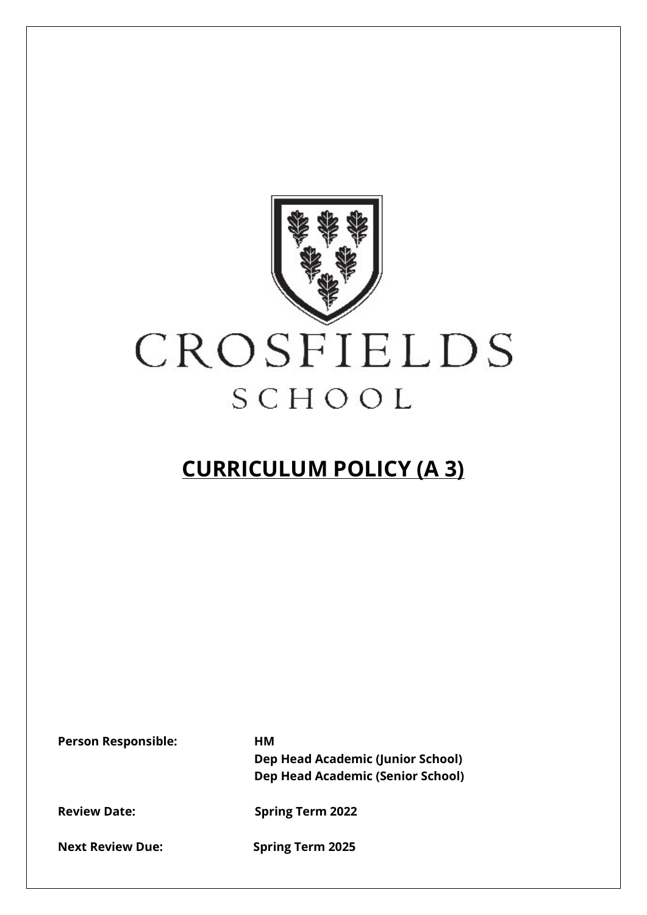CROSFIELDS

SCHOOL

# CURRICULUM POLICY (A 3)

**Person Responsible:** **HM**
**Dep Head Academic (Junior School)**
**Dep Head Academic (Senior School)**

**Review Date:** **Spring Term 2022**

**Next Review Due:** **Spring Term 2025**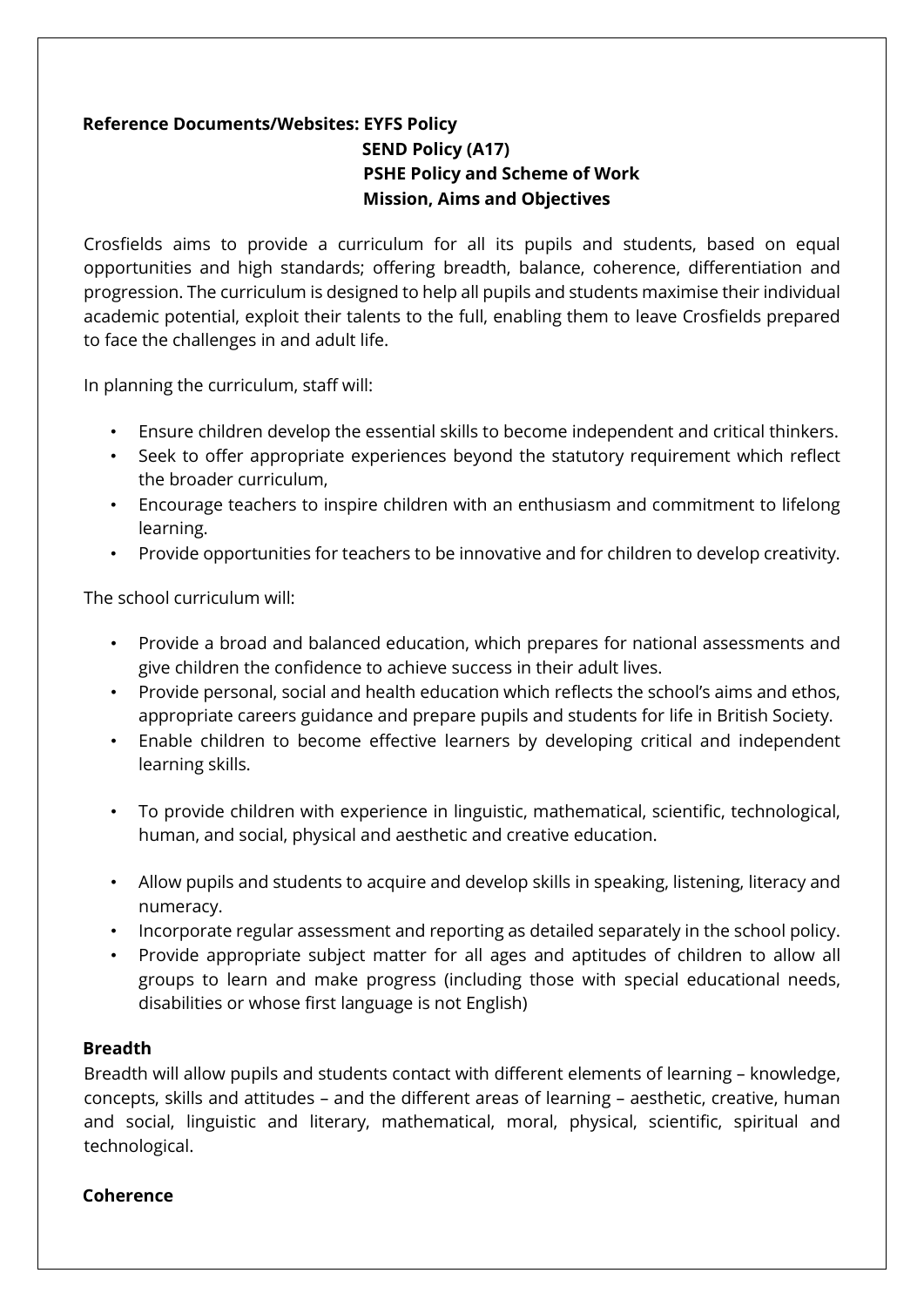**Reference Documents/Websites: EYFS Policy**
**SEND Policy (A17)**
**PSHE Policy and Scheme of Work**
**Mission, Aims and Objectives**

Crosfields aims to provide a curriculum for all its pupils and students, based on equal opportunities and high standards; offering breadth, balance, coherence, differentiation and progression. The curriculum is designed to help all pupils and students maximise their individual academic potential, exploit their talents to the full, enabling them to leave Crosfields prepared to face the challenges in and adult life.

In planning the curriculum, staff will:

- Ensure children develop the essential skills to become independent and critical thinkers.
- Seek to offer appropriate experiences beyond the statutory requirement which reflect the broader curriculum,
- Encourage teachers to inspire children with an enthusiasm and commitment to lifelong learning.
- Provide opportunities for teachers to be innovative and for children to develop creativity.

The school curriculum will:

- Provide a broad and balanced education, which prepares for national assessments and give children the confidence to achieve success in their adult lives.
- Provide personal, social and health education which reflects the school's aims and ethos, appropriate careers guidance and prepare pupils and students for life in British Society.
- Enable children to become effective learners by developing critical and independent learning skills.
- To provide children with experience in linguistic, mathematical, scientific, technological, human, and social, physical and aesthetic and creative education.
- Allow pupils and students to acquire and develop skills in speaking, listening, literacy and numeracy.
- Incorporate regular assessment and reporting as detailed separately in the school policy.
- Provide appropriate subject matter for all ages and aptitudes of children to allow all groups to learn and make progress (including those with special educational needs, disabilities or whose first language is not English)

**Breadth**

Breadth will allow pupils and students contact with different elements of learning – knowledge, concepts, skills and attitudes – and the different areas of learning – aesthetic, creative, human and social, linguistic and literary, mathematical, moral, physical, scientific, spiritual and technological.

**Coherence**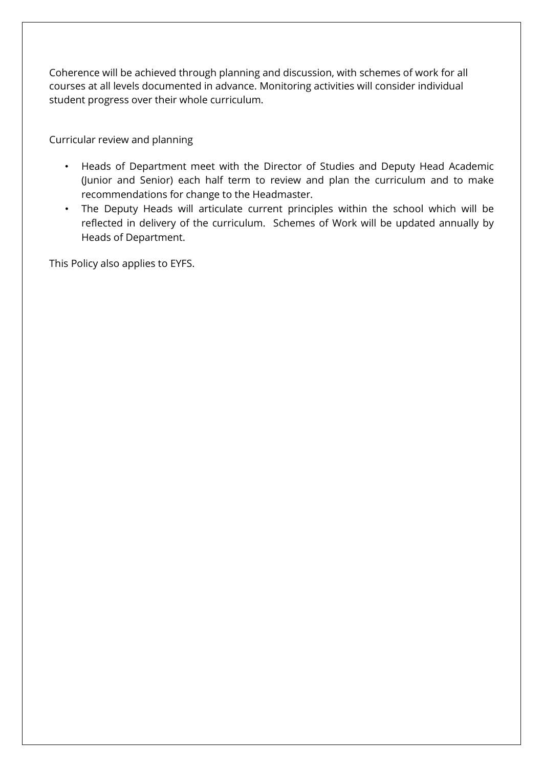Coherence will be achieved through planning and discussion, with schemes of work for all courses at all levels documented in advance. Monitoring activities will consider individual student progress over their whole curriculum.

Curricular review and planning

- Heads of Department meet with the Director of Studies and Deputy Head Academic (Junior and Senior) each half term to review and plan the curriculum and to make recommendations for change to the Headmaster.
- The Deputy Heads will articulate current principles within the school which will be reflected in delivery of the curriculum. Schemes of Work will be updated annually by Heads of Department.

This Policy also applies to EYFS.